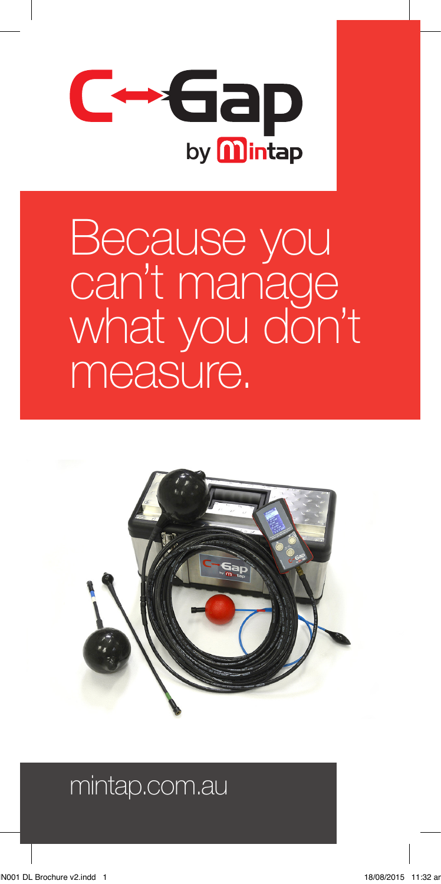# C↔Gap by Mintap

## Because you can't manage what you don't measure.

mintap.com.au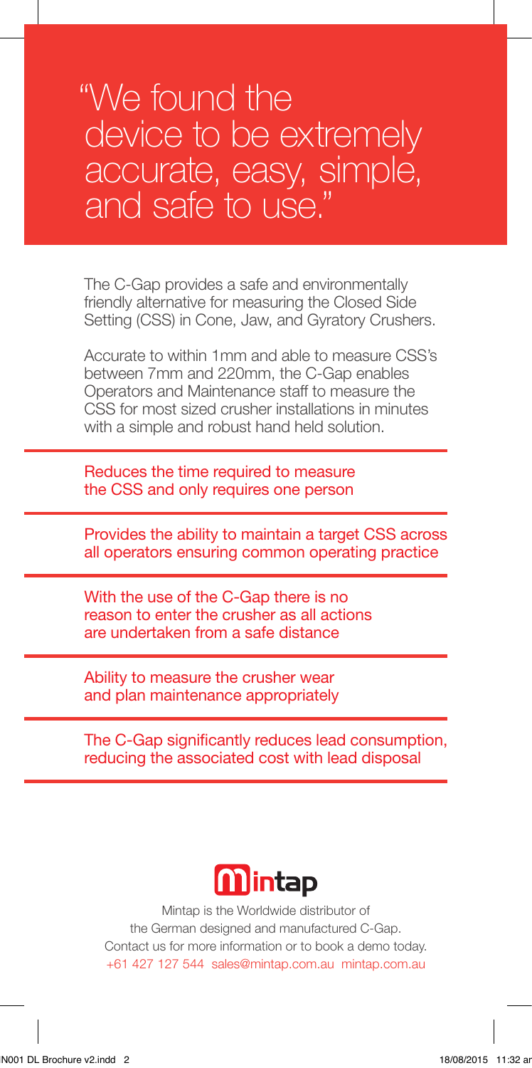# "We found the device to be extremely accurate, easy, simple, and safe to use."

The C-Gap provides a safe and environmentally friendly alternative for measuring the Closed Side Setting (CSS) in Cone, Jaw, and Gyratory Crushers.

Accurate to within 1mm and able to measure CSS's between 7mm and 220mm, the C-Gap enables Operators and Maintenance staff to measure the CSS for most sized crusher installations in minutes with a simple and robust hand held solution.

---

Reduces the time required to measure the CSS and only requires one person

---

Provides the ability to maintain a target CSS across all operators ensuring common operating practice

---

With the use of the C-Gap there is no reason to enter the crusher as all actions are undertaken from a safe distance

---

Ability to measure the crusher wear and plan maintenance appropriately

---

The C-Gap significantly reduces lead consumption, reducing the associated cost with lead disposal

---

**Mintap**

Mintap is the Worldwide distributor of the German designed and manufactured C-Gap.
Contact us for more information or to book a demo today.
+61 427 127 544 sales@mintap.com.au mintap.com.au